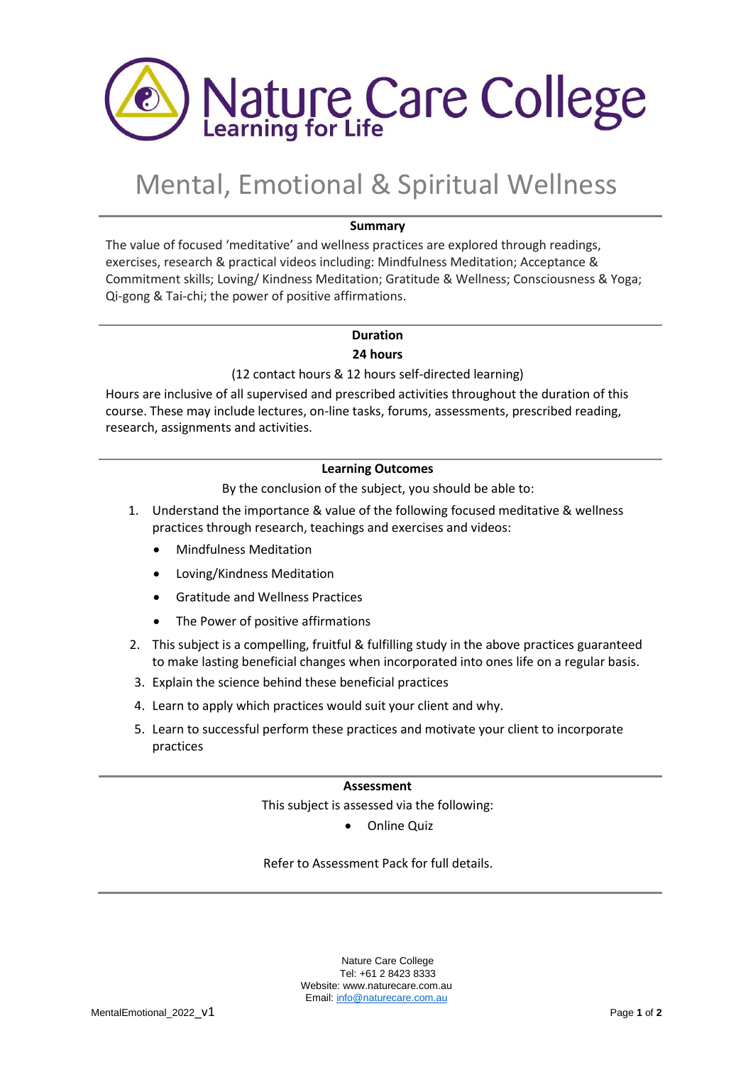# Nature Care College

Learning for Life

# Mental, Emotional & Spiritual Wellness

## Summary

The value of focused 'meditative' and wellness practices are explored through readings, exercises, research & practical videos including: Mindfulness Meditation; Acceptance & Commitment skills; Loving/ Kindness Meditation; Gratitude & Wellness; Consciousness & Yoga; Qi-gong & Tai-chi; the power of positive affirmations.

## Duration

**24 hours**

(12 contact hours & 12 hours self-directed learning)

Hours are inclusive of all supervised and prescribed activities throughout the duration of this course. These may include lectures, on-line tasks, forums, assessments, prescribed reading, research, assignments and activities.

## Learning Outcomes

By the conclusion of the subject, you should be able to:

1. Understand the importance & value of the following focused meditative & wellness practices through research, teachings and exercises and videos:
   - Mindfulness Meditation
   - Loving/Kindness Meditation
   - Gratitude and Wellness Practices
   - The Power of positive affirmations
2. This subject is a compelling, fruitful & fulfilling study in the above practices guaranteed to make lasting beneficial changes when incorporated into ones life on a regular basis.
3. Explain the science behind these beneficial practices
4. Learn to apply which practices would suit your client and why.
5. Learn to successful perform these practices and motivate your client to incorporate practices

## Assessment

This subject is assessed via the following:

- Online Quiz

Refer to Assessment Pack for full details.

Nature Care College
Tel: +61 2 8423 8333
Website: www.naturecare.com.au
Email: info@naturecare.com.au

MentalEmotional_2022_v1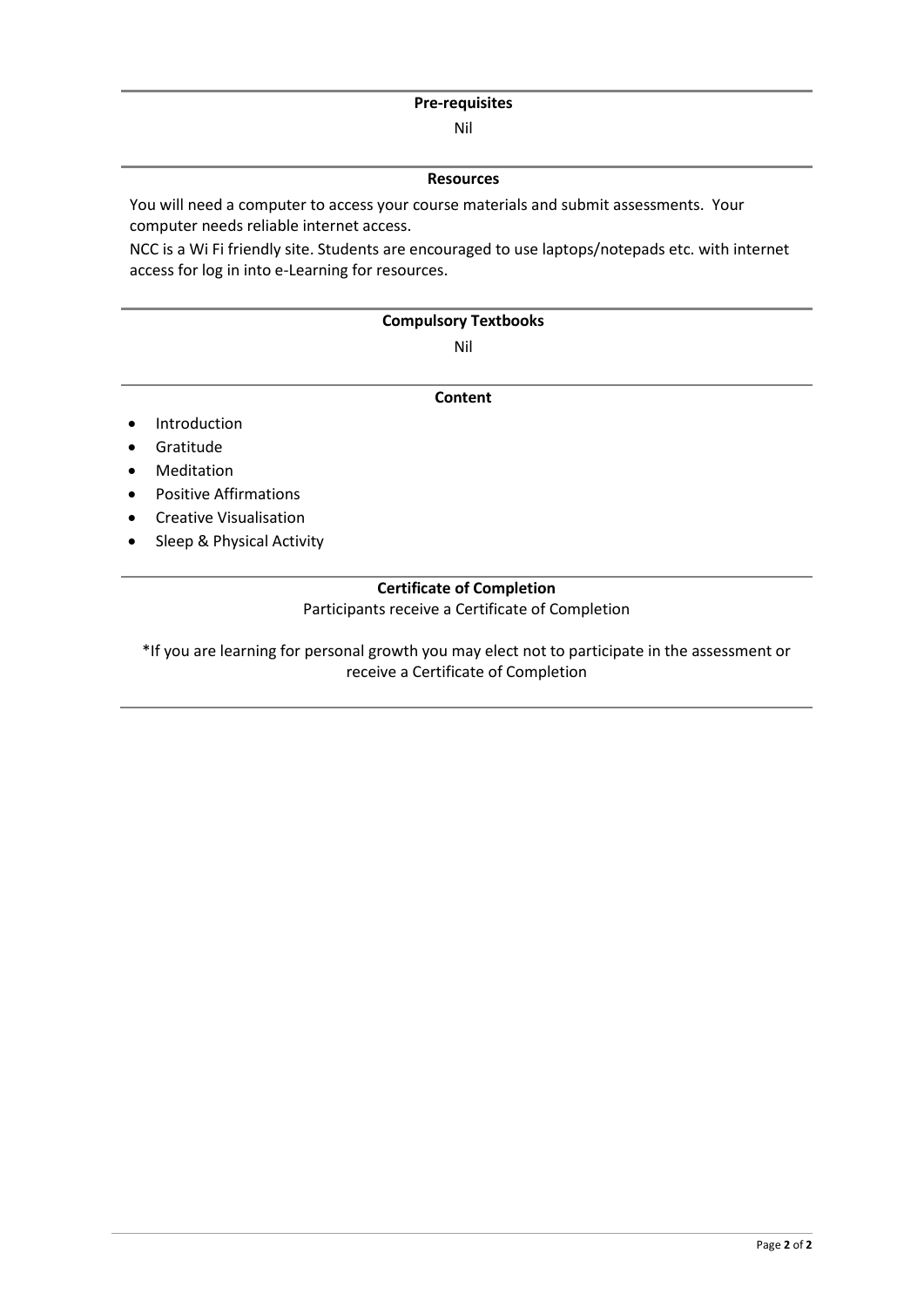## Pre-requisites

Nil

## Resources

You will need a computer to access your course materials and submit assessments. Your computer needs reliable internet access.

NCC is a Wi Fi friendly site. Students are encouraged to use laptops/notepads etc. with internet access for log in into e-Learning for resources.

## Compulsory Textbooks

Nil

## Content

- Introduction
- Gratitude
- Meditation
- Positive Affirmations
- Creative Visualisation
- Sleep & Physical Activity

## Certificate of Completion

Participants receive a Certificate of Completion

*If you are learning for personal growth you may elect not to participate in the assessment or receive a Certificate of Completion